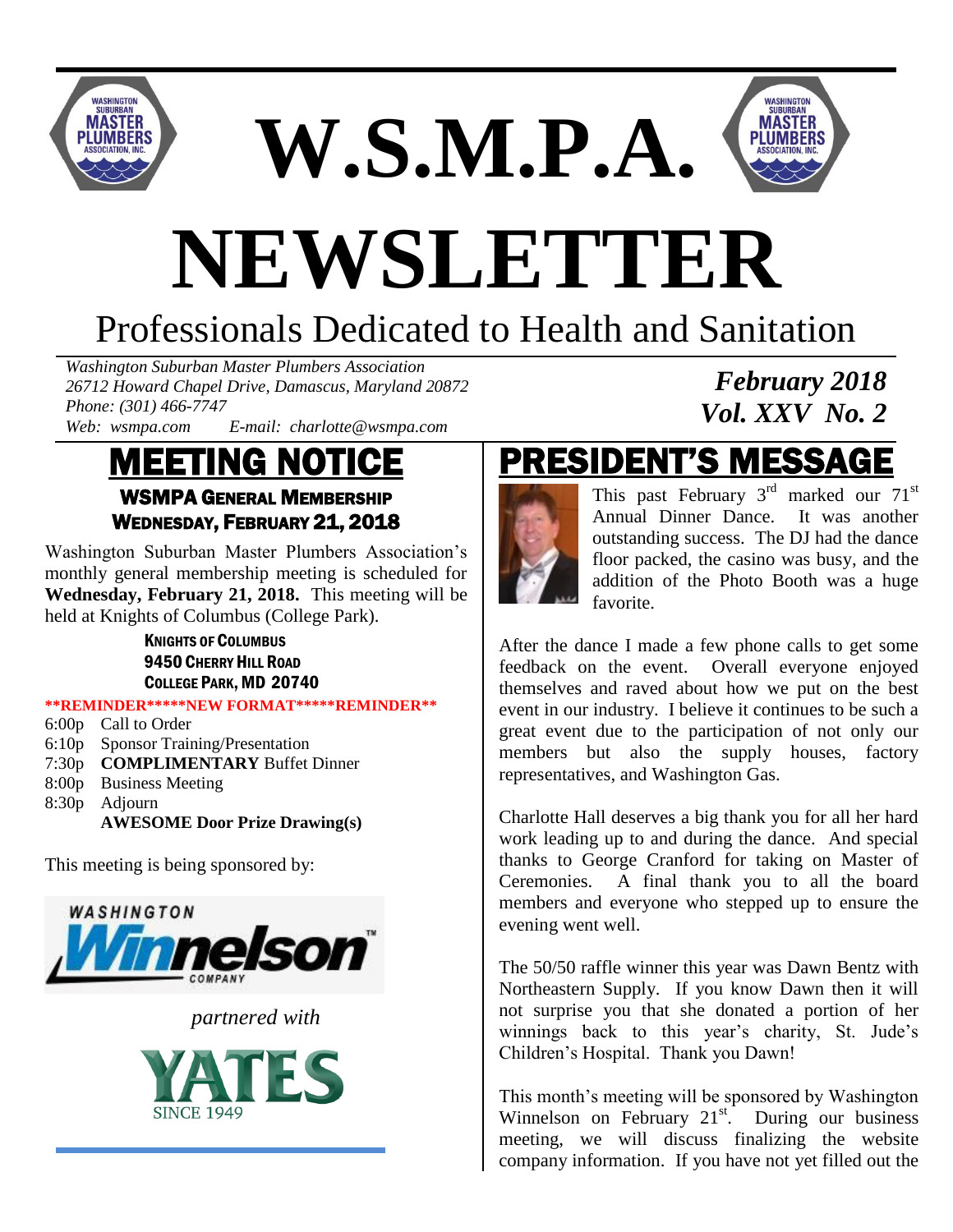# W.S.M.P.A.

# NEWSLETTER

## Professionals Dedicated to Health and Sanitation

*Washington Suburban Master Plumbers Association*
*26712 Howard Chapel Drive, Damascus, Maryland 20872*
*Phone: (301) 466-7747*
*Web: wsmpa.com     E-mail: charlotte@wsmpa.com*

***February 2018***
***Vol. XXV No. 2***

## MEETING NOTICE

### WSMPA GENERAL MEMBERSHIP
### WEDNESDAY, FEBRUARY 21, 2018

Washington Suburban Master Plumbers Association's monthly general membership meeting is scheduled for **Wednesday, February 21, 2018.** This meeting will be held at Knights of Columbus (College Park).

**KNIGHTS OF COLUMBUS**
**9450 CHERRY HILL ROAD**
**COLLEGE PARK, MD 20740**

****REMINDER*****NEW FORMAT*****REMINDER****

- 6:00p Call to Order
- 6:10p Sponsor Training/Presentation
- 7:30p **COMPLIMENTARY** Buffet Dinner
- 8:00p Business Meeting
- 8:30p Adjourn
  **AWESOME Door Prize Drawing(s)**

This meeting is being sponsored by:

WASHINGTON Winnelson COMPANY

*partnered with*

YATES SINCE 1949

## PRESIDENT'S MESSAGE

This past February 3rd marked our 71st Annual Dinner Dance. It was another outstanding success. The DJ had the dance floor packed, the casino was busy, and the addition of the Photo Booth was a huge favorite.

After the dance I made a few phone calls to get some feedback on the event. Overall everyone enjoyed themselves and raved about how we put on the best event in our industry. I believe it continues to be such a great event due to the participation of not only our members but also the supply houses, factory representatives, and Washington Gas.

Charlotte Hall deserves a big thank you for all her hard work leading up to and during the dance. And special thanks to George Cranford for taking on Master of Ceremonies. A final thank you to all the board members and everyone who stepped up to ensure the evening went well.

The 50/50 raffle winner this year was Dawn Bentz with Northeastern Supply. If you know Dawn then it will not surprise you that she donated a portion of her winnings back to this year's charity, St. Jude's Children's Hospital. Thank you Dawn!

This month's meeting will be sponsored by Washington Winnelson on February 21st. During our business meeting, we will discuss finalizing the website company information. If you have not yet filled out the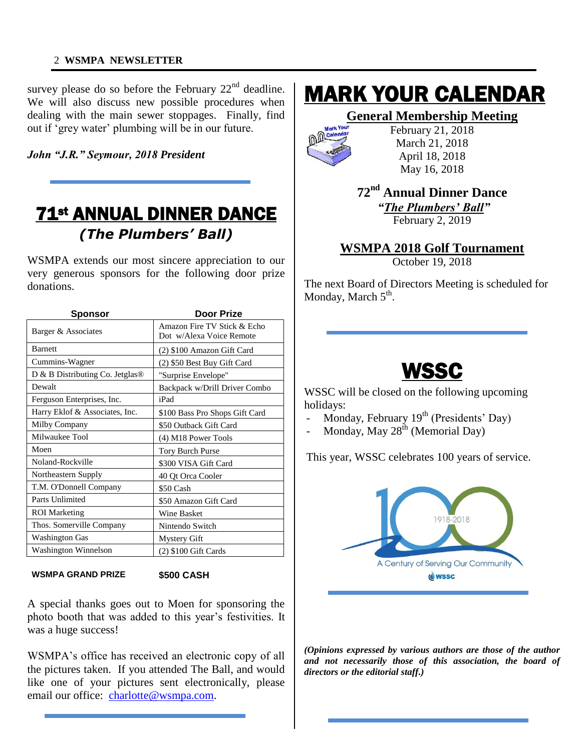survey please do so before the February 22nd deadline. We will also discuss new possible procedures when dealing with the main sewer stoppages. Finally, find out if 'grey water' plumbing will be in our future.

***John "J.R." Seymour, 2018 President***

## 71st ANNUAL DINNER DANCE

### *(The Plumbers' Ball)*

WSMPA extends our most sincere appreciation to our very generous sponsors for the following door prize donations.

| Sponsor | Door Prize |
|---|---|
| Barger & Associates | Amazon Fire TV Stick & Echo Dot w/Alexa Voice Remote |
| Barnett | (2) $100 Amazon Gift Card |
| Cummins-Wagner | (2) $50 Best Buy Gift Card |
| D & B Distributing Co. Jetglas® | "Surprise Envelope" |
| Dewalt | Backpack w/Drill Driver Combo |
| Ferguson Enterprises, Inc. | iPad |
| Harry Eklof & Associates, Inc. | $100 Bass Pro Shops Gift Card |
| Milby Company | $50 Outback Gift Card |
| Milwaukee Tool | (4) M18 Power Tools |
| Moen | Tory Burch Purse |
| Noland-Rockville | $300 VISA Gift Card |
| Northeastern Supply | 40 Qt Orca Cooler |
| T.M. O'Donnell Company | $50 Cash |
| Parts Unlimited | $50 Amazon Gift Card |
| ROI Marketing | Wine Basket |
| Thos. Somerville Company | Nintendo Switch |
| Washington Gas | Mystery Gift |
| Washington Winnelson | (2) $100 Gift Cards |
| **WSMPA GRAND PRIZE** | **$500 CASH** |

A special thanks goes out to Moen for sponsoring the photo booth that was added to this year's festivities. It was a huge success!

WSMPA's office has received an electronic copy of all the pictures taken. If you attended The Ball, and would like one of your pictures sent electronically, please email our office: charlotte@wsmpa.com.

# MARK YOUR CALENDAR

### General Membership Meeting

February 21, 2018
March 21, 2018
April 18, 2018
May 16, 2018

### 72nd Annual Dinner Dance

***"The Plumbers' Ball"***
February 2, 2019

### WSMPA 2018 Golf Tournament

October 19, 2018

The next Board of Directors Meeting is scheduled for Monday, March 5th.

## WSSC

WSSC will be closed on the following upcoming holidays:

- Monday, February 19th (Presidents' Day)
- Monday, May 28th (Memorial Day)

This year, WSSC celebrates 100 years of service.

1918-2018
A Century of Serving Our Community
WSSC

***(Opinions expressed by various authors are those of the author and not necessarily those of this association, the board of directors or the editorial staff.)***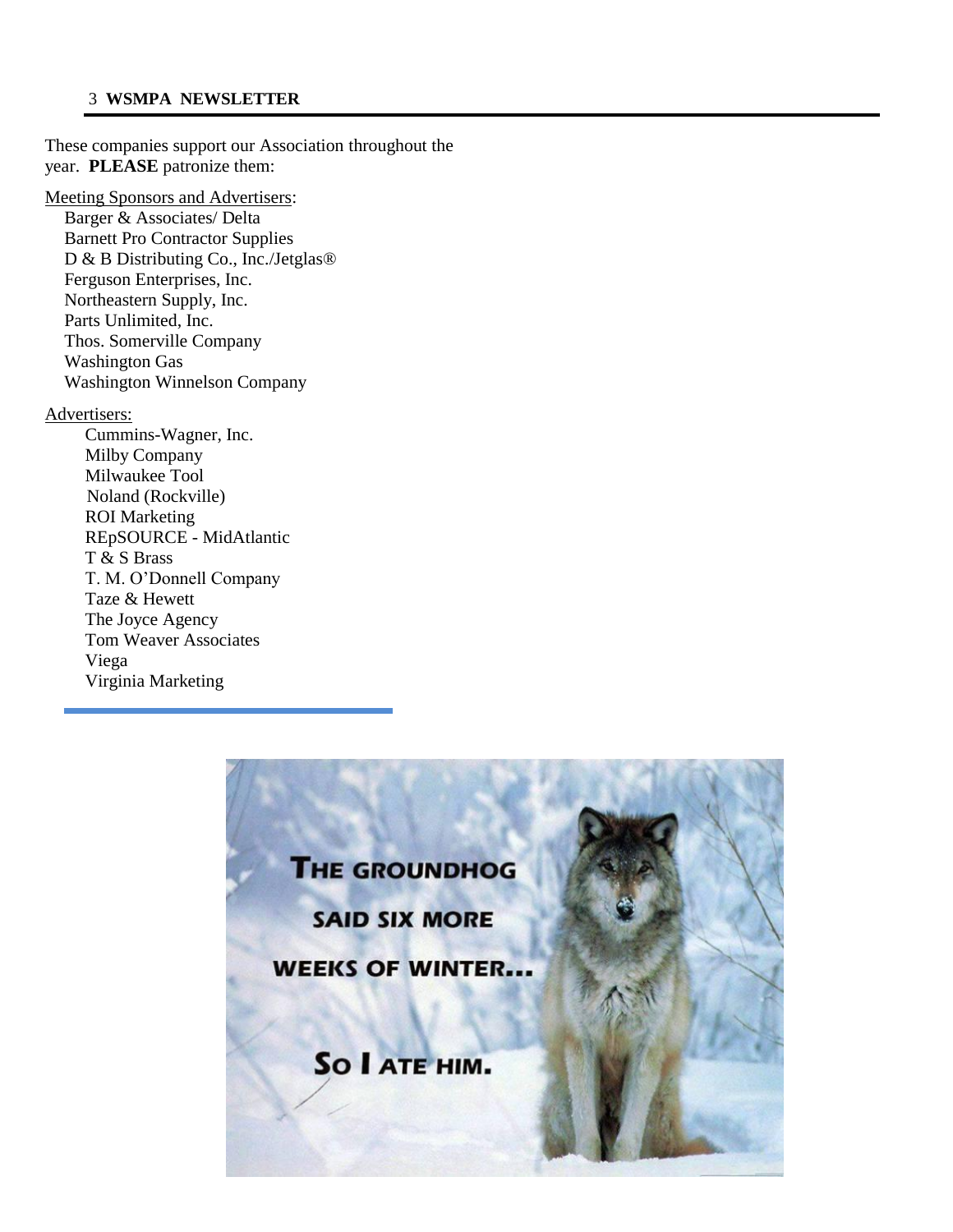These companies support our Association throughout the year. **PLEASE** patronize them:

Meeting Sponsors and Advertisers:

- Barger & Associates/ Delta
- Barnett Pro Contractor Supplies
- D & B Distributing Co., Inc./Jetglas®
- Ferguson Enterprises, Inc.
- Northeastern Supply, Inc.
- Parts Unlimited, Inc.
- Thos. Somerville Company
- Washington Gas
- Washington Winnelson Company

Advertisers:

- Cummins-Wagner, Inc.
- Milby Company
- Milwaukee Tool
- Noland (Rockville)
- ROI Marketing
- REpSOURCE - MidAtlantic
- T & S Brass
- T. M. O'Donnell Company
- Taze & Hewett
- The Joyce Agency
- Tom Weaver Associates
- Viega
- Virginia Marketing